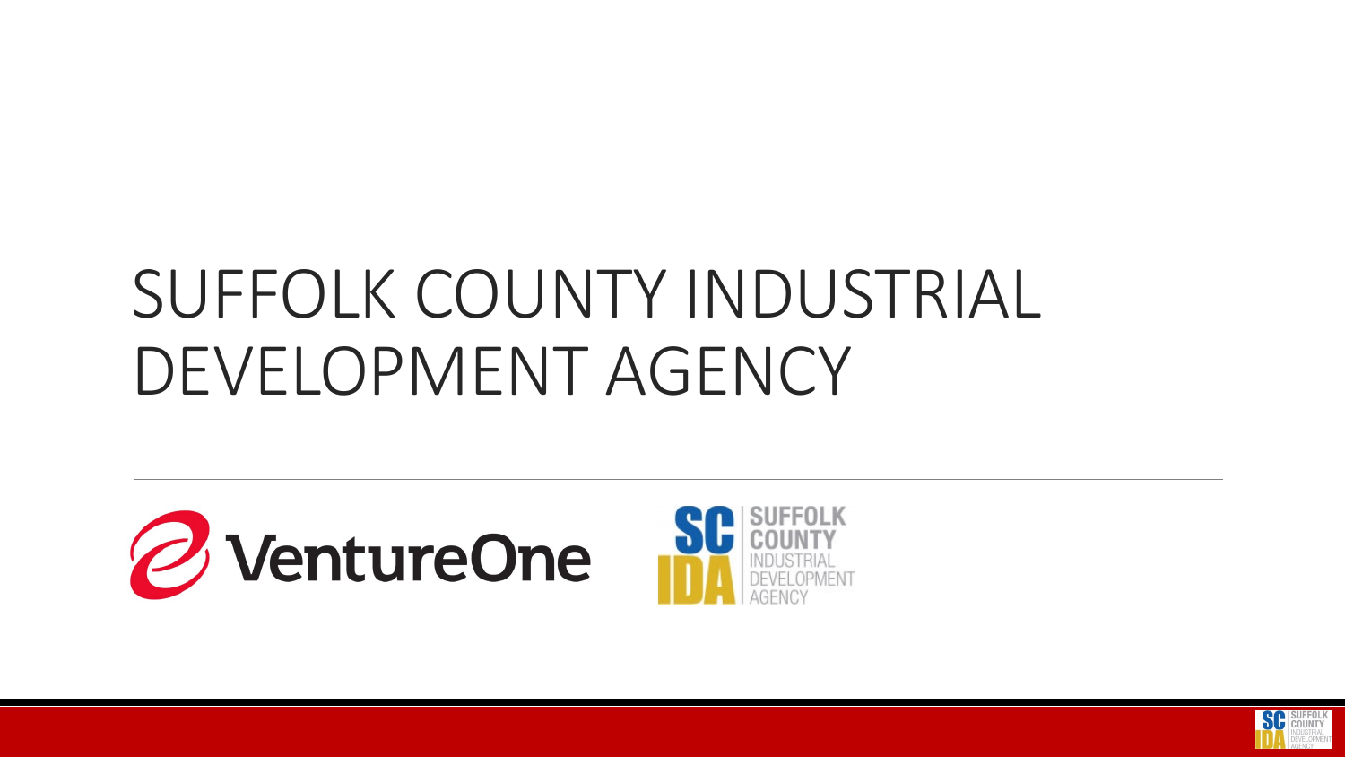# SUFFOLK COUNTY INDUSTRIAL DEVELOPMENT AGENCY

VentureOne

SC IDA SUFFOLK COUNTY INDUSTRIAL DEVELOPMENT AGENCY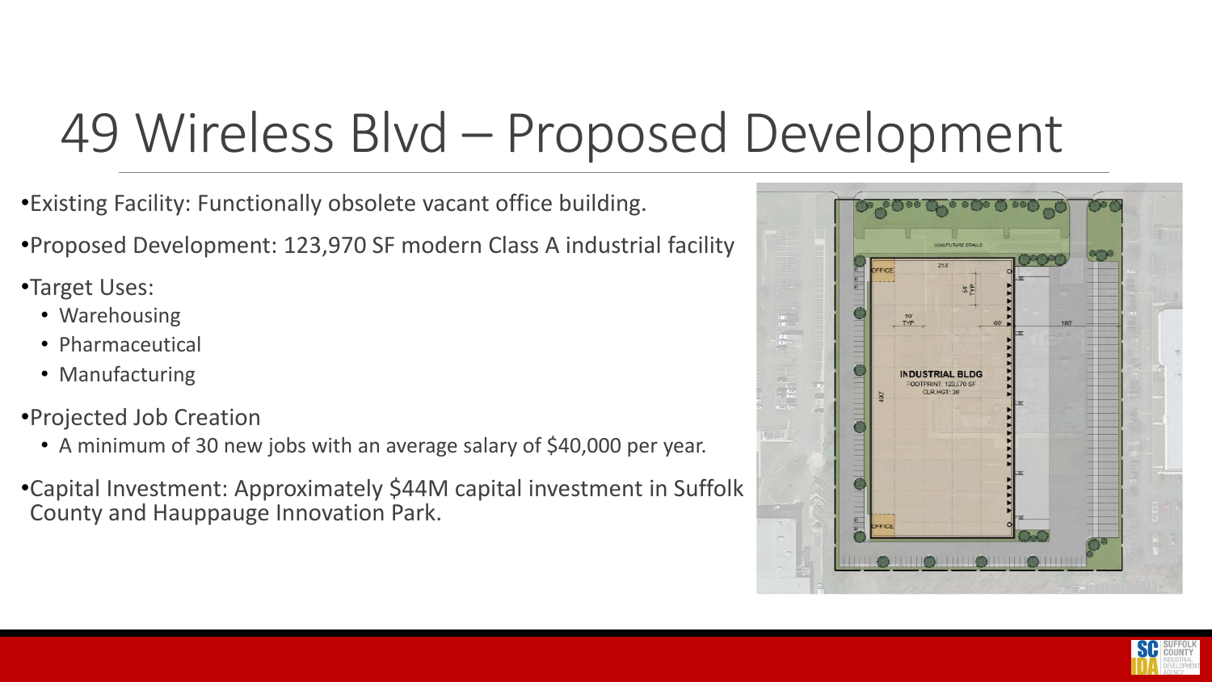# 49 Wireless Blvd – Proposed Development

- Existing Facility: Functionally obsolete vacant office building.
- Proposed Development: 123,970 SF modern Class A industrial facility
- Target Uses:
  - Warehousing
  - Pharmaceutical
  - Manufacturing
- Projected Job Creation
  - A minimum of 30 new jobs with an average salary of $40,000 per year.
- Capital Investment: Approximately $44M capital investment in Suffolk County and Hauppauge Innovation Park.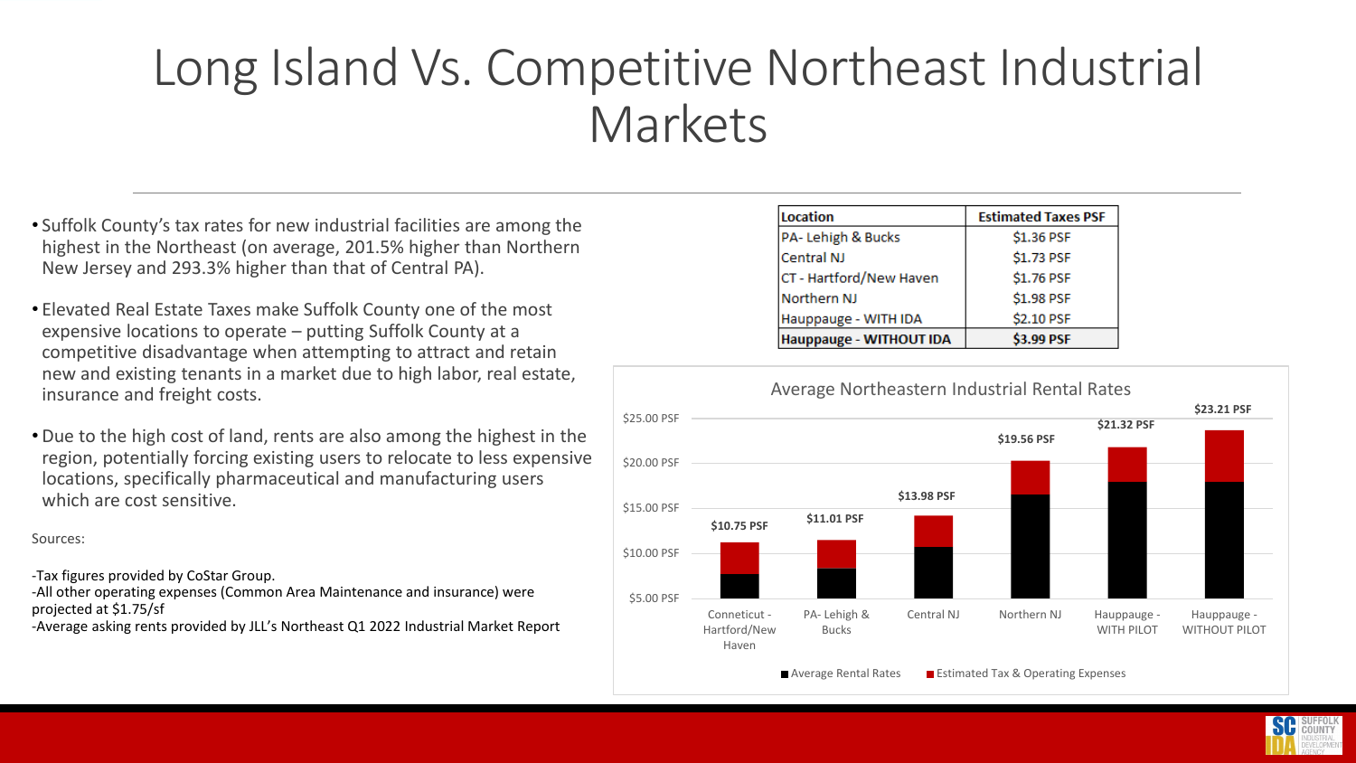# Long Island Vs. Competitive Northeast Industrial Markets

- Suffolk County's tax rates for new industrial facilities are among the highest in the Northeast (on average, 201.5% higher than Northern New Jersey and 293.3% higher than that of Central PA).
- Elevated Real Estate Taxes make Suffolk County one of the most expensive locations to operate – putting Suffolk County at a competitive disadvantage when attempting to attract and retain new and existing tenants in a market due to high labor, real estate, insurance and freight costs.
- Due to the high cost of land, rents are also among the highest in the region, potentially forcing existing users to relocate to less expensive locations, specifically pharmaceutical and manufacturing users which are cost sensitive.

Sources:

-Tax figures provided by CoStar Group.
-All other operating expenses (Common Area Maintenance and insurance) were projected at $1.75/sf
-Average asking rents provided by JLL's Northeast Q1 2022 Industrial Market Report

| Location | Estimated Taxes PSF |
|---|---|
| PA- Lehigh & Bucks | $1.36 PSF |
| Central NJ | $1.73 PSF |
| CT - Hartford/New Haven | $1.76 PSF |
| Northern NJ | $1.98 PSF |
| Hauppauge - WITH IDA | $2.10 PSF |
| **Hauppauge - WITHOUT IDA** | **$3.99 PSF** |

Average Northeastern Industrial Rental Rates

| Location | Total |
|---|---|
| Conneticut - Hartford/New Haven | $10.75 PSF |
| PA- Lehigh & Bucks | $11.01 PSF |
| Central NJ | $13.98 PSF |
| Northern NJ | $19.56 PSF |
| Hauppauge - WITH PILOT | $21.32 PSF |
| Hauppauge - WITHOUT PILOT | $23.21 PSF |

Average Rental Rates / Estimated Tax & Operating Expenses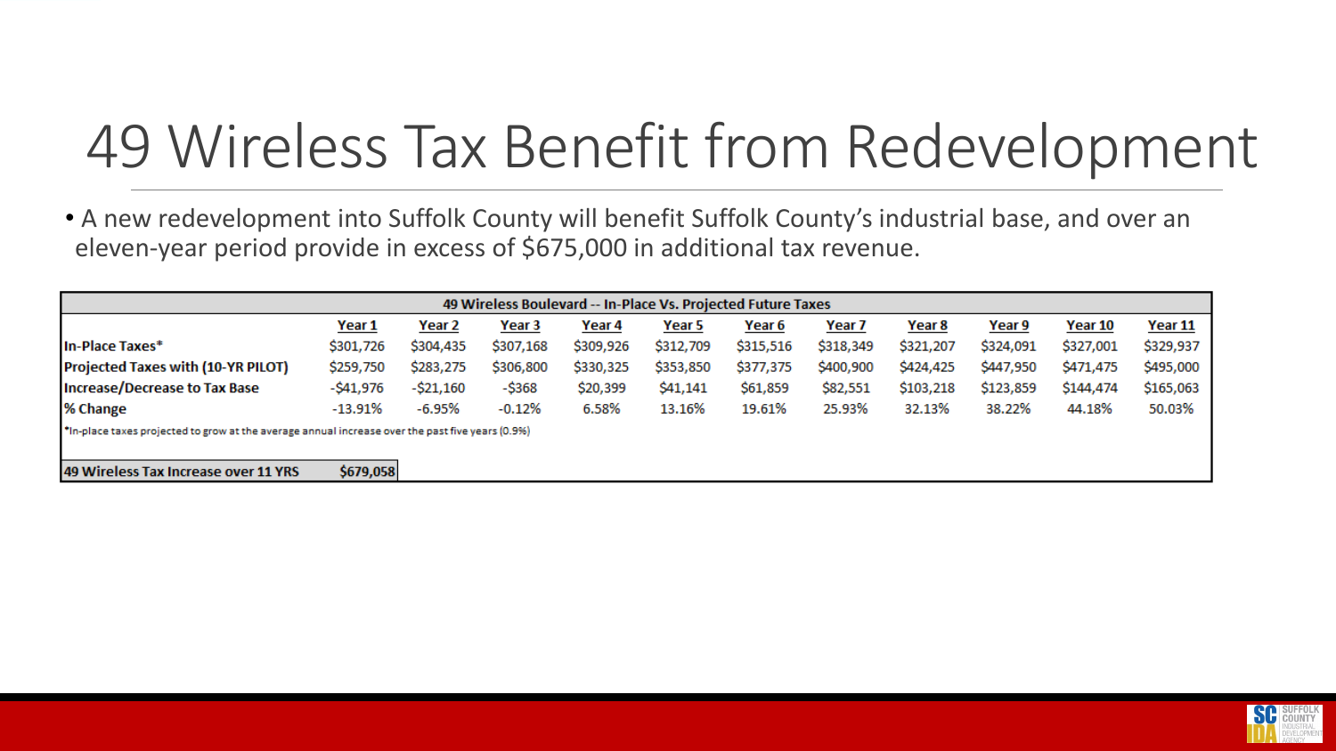# 49 Wireless Tax Benefit from Redevelopment

- A new redevelopment into Suffolk County will benefit Suffolk County's industrial base, and over an eleven-year period provide in excess of $675,000 in additional tax revenue.

**49 Wireless Boulevard -- In-Place Vs. Projected Future Taxes**

| | Year 1 | Year 2 | Year 3 | Year 4 | Year 5 | Year 6 | Year 7 | Year 8 | Year 9 | Year 10 | Year 11 |
|---|---|---|---|---|---|---|---|---|---|---|---|
| **In-Place Taxes*** | $301,726 | $304,435 | $307,168 | $309,926 | $312,709 | $315,516 | $318,349 | $321,207 | $324,091 | $327,001 | $329,937 |
| **Projected Taxes with (10-YR PILOT)** | $259,750 | $283,275 | $306,800 | $330,325 | $353,850 | $377,375 | $400,900 | $424,425 | $447,950 | $471,475 | $495,000 |
| **Increase/Decrease to Tax Base** | -$41,976 | -$21,160 | -$368 | $20,399 | $41,141 | $61,859 | $82,551 | $103,218 | $123,859 | $144,474 | $165,063 |
| **% Change** | -13.91% | -6.95% | -0.12% | 6.58% | 13.16% | 19.61% | 25.93% | 32.13% | 38.22% | 44.18% | 50.03% |

*In-place taxes projected to grow at the average annual increase over the past five years (0.9%)

| **49 Wireless Tax Increase over 11 YRS** | **$679,058** |
|---|---|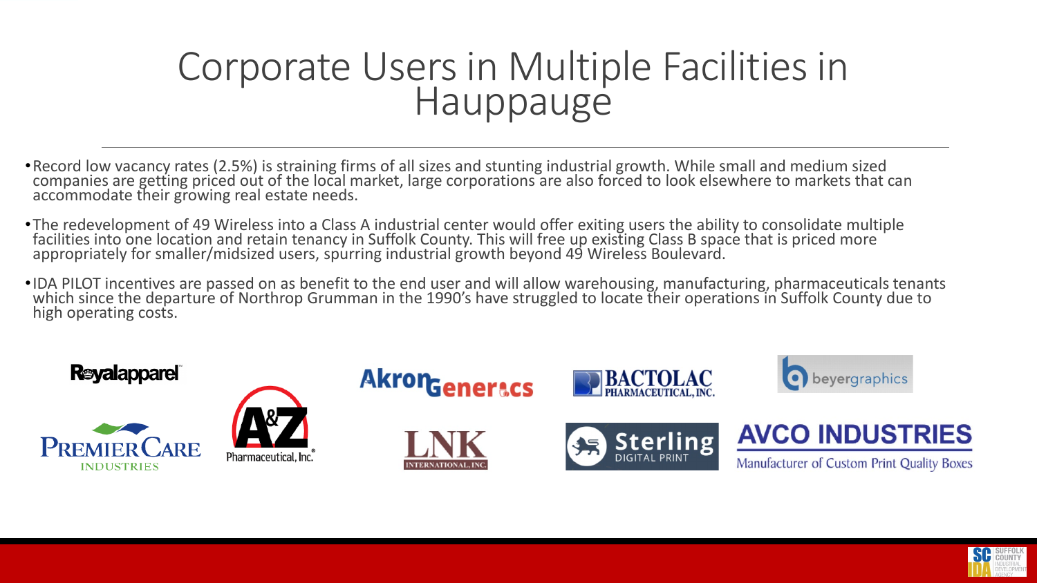# Corporate Users in Multiple Facilities in Hauppauge

- Record low vacancy rates (2.5%) is straining firms of all sizes and stunting industrial growth. While small and medium sized companies are getting priced out of the local market, large corporations are also forced to look elsewhere to markets that can accommodate their growing real estate needs.
- The redevelopment of 49 Wireless into a Class A industrial center would offer exiting users the ability to consolidate multiple facilities into one location and retain tenancy in Suffolk County. This will free up existing Class B space that is priced more appropriately for smaller/midsized users, spurring industrial growth beyond 49 Wireless Boulevard.
- IDA PILOT incentives are passed on as benefit to the end user and will allow warehousing, manufacturing, pharmaceuticals tenants which since the departure of Northrop Grumman in the 1990's have struggled to locate their operations in Suffolk County due to high operating costs.

Royalapparel

Akron Generics

BACTOLAC PHARMACEUTICAL, INC.

beyergraphics

PREMIER CARE INDUSTRIES

A&Z Pharmaceutical, Inc.

LNK INTERNATIONAL, INC.

Sterling DIGITAL PRINT

AVCO INDUSTRIES

Manufacturer of Custom Print Quality Boxes